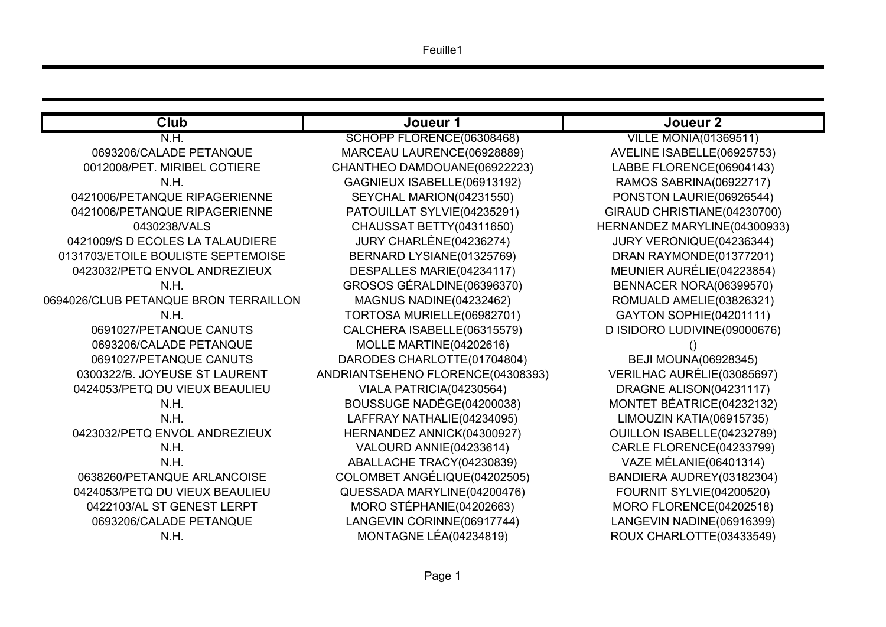| Club | Joueur 1 | Joueur 2 |
|---|---|---|
| N.H. | SCHOPP FLORENCE(06308468) | VILLE MONIA(01369511) |
| 0693206/CALADE PETANQUE | MARCEAU LAURENCE(06928889) | AVELINE ISABELLE(06925753) |
| 0012008/PET. MIRIBEL COTIERE | CHANTHEO DAMDOUANE(06922223) | LABBE FLORENCE(06904143) |
| N.H. | GAGNIEUX ISABELLE(06913192) | RAMOS SABRINA(06922717) |
| 0421006/PETANQUE RIPAGERIENNE | SEYCHAL MARION(04231550) | PONSTON LAURIE(06926544) |
| 0421006/PETANQUE RIPAGERIENNE | PATOUILLAT SYLVIE(04235291) | GIRAUD CHRISTIANE(04230700) |
| 0430238/VALS | CHAUSSAT BETTY(04311650) | HERNANDEZ MARYLINE(04300933) |
| 0421009/S D ECOLES LA TALAUDIERE | JURY CHARLÈNE(04236274) | JURY VERONIQUE(04236344) |
| 0131703/ETOILE BOULISTE SEPTEMOISE | BERNARD LYSIANE(01325769) | DRAN RAYMONDE(01377201) |
| 0423032/PETQ ENVOL ANDREZIEUX | DESPALLES MARIE(04234117) | MEUNIER AURÉLIE(04223854) |
| N.H. | GROSOS GÉRALDINE(06396370) | BENNACER NORA(06399570) |
| 0694026/CLUB PETANQUE BRON TERRAILLON | MAGNUS NADINE(04232462) | ROMUALD AMELIE(03826321) |
| N.H. | TORTOSA MURIELLE(06982701) | GAYTON SOPHIE(04201111) |
| 0691027/PETANQUE CANUTS | CALCHERA ISABELLE(06315579) | D ISIDORO LUDIVINE(09000676) |
| 0693206/CALADE PETANQUE | MOLLE MARTINE(04202616) | () |
| 0691027/PETANQUE CANUTS | DARODES CHARLOTTE(01704804) | BEJI MOUNA(06928345) |
| 0300322/B. JOYEUSE ST LAURENT | ANDRIANTSEHENO FLORENCE(04308393) | VERILHAC AURÉLIE(03085697) |
| 0424053/PETQ DU VIEUX BEAULIEU | VIALA PATRICIA(04230564) | DRAGNE ALISON(04231117) |
| N.H. | BOUSSUGE NADÈGE(04200038) | MONTET BÉATRICE(04232132) |
| N.H. | LAFFRAY NATHALIE(04234095) | LIMOUZIN KATIA(06915735) |
| 0423032/PETQ ENVOL ANDREZIEUX | HERNANDEZ ANNICK(04300927) | OUILLON ISABELLE(04232789) |
| N.H. | VALOURD ANNIE(04233614) | CARLE FLORENCE(04233799) |
| N.H. | ABALLACHE TRACY(04230839) | VAZE MÉLANIE(06401314) |
| 0638260/PETANQUE ARLANCOISE | COLOMBET ANGÉLIQUE(04202505) | BANDIERA AUDREY(03182304) |
| 0424053/PETQ DU VIEUX BEAULIEU | QUESSADA MARYLINE(04200476) | FOURNIT SYLVIE(04200520) |
| 0422103/AL ST GENEST LERPT | MORO STÉPHANIE(04202663) | MORO FLORENCE(04202518) |
| 0693206/CALADE PETANQUE | LANGEVIN CORINNE(06917744) | LANGEVIN NADINE(06916399) |
| N.H. | MONTAGNE LÉA(04234819) | ROUX CHARLOTTE(03433549) |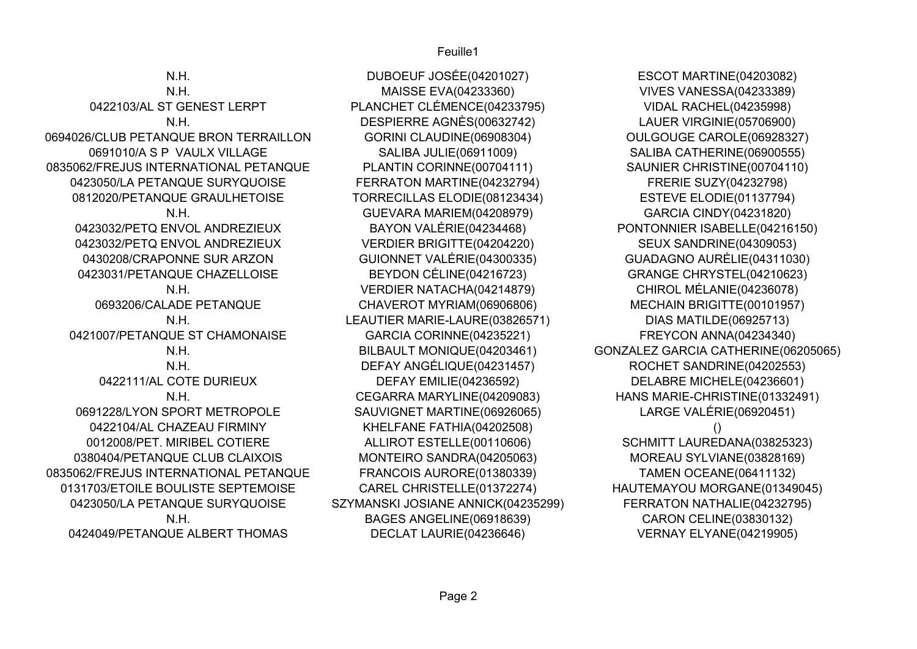| | | |
|---|---|---|
| N.H. | DUBOEUF JOSÉE(04201027) | ESCOT MARTINE(04203082) |
| N.H. | MAISSE EVA(04233360) | VIVES VANESSA(04233389) |
| 0422103/AL ST GENEST LERPT | PLANCHET CLÉMENCE(04233795) | VIDAL RACHEL(04235998) |
| N.H. | DESPIERRE AGNÈS(00632742) | LAUER VIRGINIE(05706900) |
| 0694026/CLUB PETANQUE BRON TERRAILLON | GORINI CLAUDINE(06908304) | OULGOUGE CAROLE(06928327) |
| 0691010/A S P VAULX VILLAGE | SALIBA JULIE(06911009) | SALIBA CATHERINE(06900555) |
| 0835062/FREJUS INTERNATIONAL PETANQUE | PLANTIN CORINNE(00704111) | SAUNIER CHRISTINE(00704110) |
| 0423050/LA PETANQUE SURYQUOISE | FERRATON MARTINE(04232794) | FRERIE SUZY(04232798) |
| 0812020/PETANQUE GRAULHETOISE | TORRECILLAS ELODIE(08123434) | ESTEVE ELODIE(01137794) |
| N.H. | GUEVARA MARIEM(04208979) | GARCIA CINDY(04231820) |
| 0423032/PETQ ENVOL ANDREZIEUX | BAYON VALÉRIE(04234468) | PONTONNIER ISABELLE(04216150) |
| 0423032/PETQ ENVOL ANDREZIEUX | VERDIER BRIGITTE(04204220) | SEUX SANDRINE(04309053) |
| 0430208/CRAPONNE SUR ARZON | GUIONNET VALÉRIE(04300335) | GUADAGNO AURÉLIE(04311030) |
| 0423031/PETANQUE CHAZELLOISE | BEYDON CÉLINE(04216723) | GRANGE CHRYSTEL(04210623) |
| N.H. | VERDIER NATACHA(04214879) | CHIROL MÉLANIE(04236078) |
| 0693206/CALADE PETANQUE | CHAVEROT MYRIAM(06906806) | MECHAIN BRIGITTE(00101957) |
| N.H. | LEAUTIER MARIE-LAURE(03826571) | DIAS MATILDE(06925713) |
| 0421007/PETANQUE ST CHAMONAISE | GARCIA CORINNE(04235221) | FREYCON ANNA(04234340) |
| N.H. | BILBAULT MONIQUE(04203461) | GONZALEZ GARCIA CATHERINE(06205065) |
| N.H. | DEFAY ANGÉLIQUE(04231457) | ROCHET SANDRINE(04202553) |
| 0422111/AL COTE DURIEUX | DEFAY EMILIE(04236592) | DELABRE MICHELE(04236601) |
| N.H. | CEGARRA MARYLINE(04209083) | HANS MARIE-CHRISTINE(01332491) |
| 0691228/LYON SPORT METROPOLE | SAUVIGNET MARTINE(06926065) | LARGE VALÉRIE(06920451) |
| 0422104/AL CHAZEAU FIRMINY | KHELFANE FATHIA(04202508) | () |
| 0012008/PET. MIRIBEL COTIERE | ALLIROT ESTELLE(00110606) | SCHMITT LAUREDANA(03825323) |
| 0380404/PETANQUE CLUB CLAIXOIS | MONTEIRO SANDRA(04205063) | MOREAU SYLVIANE(03828169) |
| 0835062/FREJUS INTERNATIONAL PETANQUE | FRANCOIS AURORE(01380339) | TAMEN OCEANE(06411132) |
| 0131703/ETOILE BOULISTE SEPTEMOISE | CAREL CHRISTELLE(01372274) | HAUTEMAYOU MORGANE(01349045) |
| 0423050/LA PETANQUE SURYQUOISE | SZYMANSKI JOSIANE ANNICK(04235299) | FERRATON NATHALIE(04232795) |
| N.H. | BAGES ANGELINE(06918639) | CARON CELINE(03830132) |
| 0424049/PETANQUE ALBERT THOMAS | DECLAT LAURIE(04236646) | VERNAY ELYANE(04219905) |